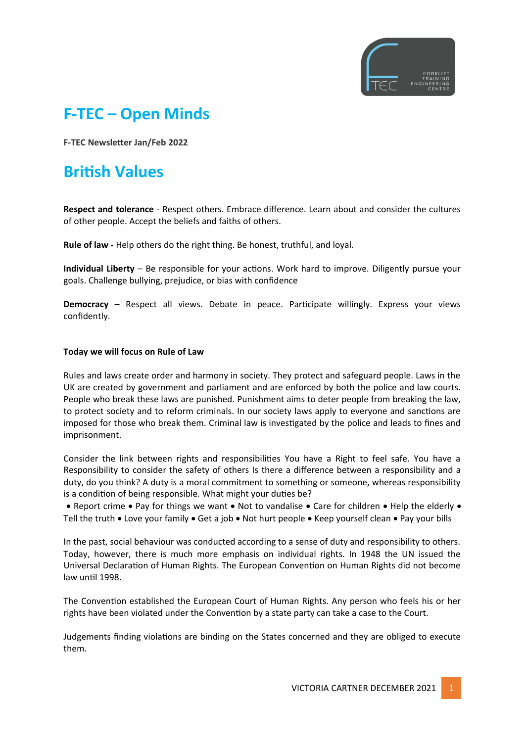# F-TEC – Open Minds

**F-TEC Newsletter Jan/Feb 2022**

## British Values

**Respect and tolerance** - Respect others. Embrace difference. Learn about and consider the cultures of other people. Accept the beliefs and faiths of others.

**Rule of law -** Help others do the right thing. Be honest, truthful, and loyal.

**Individual Liberty** – Be responsible for your actions. Work hard to improve. Diligently pursue your goals. Challenge bullying, prejudice, or bias with confidence

**Democracy –** Respect all views. Debate in peace. Participate willingly. Express your views confidently.

**Today we will focus on Rule of Law**

Rules and laws create order and harmony in society. They protect and safeguard people. Laws in the UK are created by government and parliament and are enforced by both the police and law courts. People who break these laws are punished. Punishment aims to deter people from breaking the law, to protect society and to reform criminals. In our society laws apply to everyone and sanctions are imposed for those who break them. Criminal law is investigated by the police and leads to fines and imprisonment.

Consider the link between rights and responsibilities You have a Right to feel safe. You have a Responsibility to consider the safety of others Is there a difference between a responsibility and a duty, do you think? A duty is a moral commitment to something or someone, whereas responsibility is a condition of being responsible. What might your duties be?

• Report crime • Pay for things we want • Not to vandalise • Care for children • Help the elderly • Tell the truth • Love your family • Get a job • Not hurt people • Keep yourself clean • Pay your bills

In the past, social behaviour was conducted according to a sense of duty and responsibility to others. Today, however, there is much more emphasis on individual rights. In 1948 the UN issued the Universal Declaration of Human Rights. The European Convention on Human Rights did not become law until 1998.

The Convention established the European Court of Human Rights. Any person who feels his or her rights have been violated under the Convention by a state party can take a case to the Court.

Judgements finding violations are binding on the States concerned and they are obliged to execute them.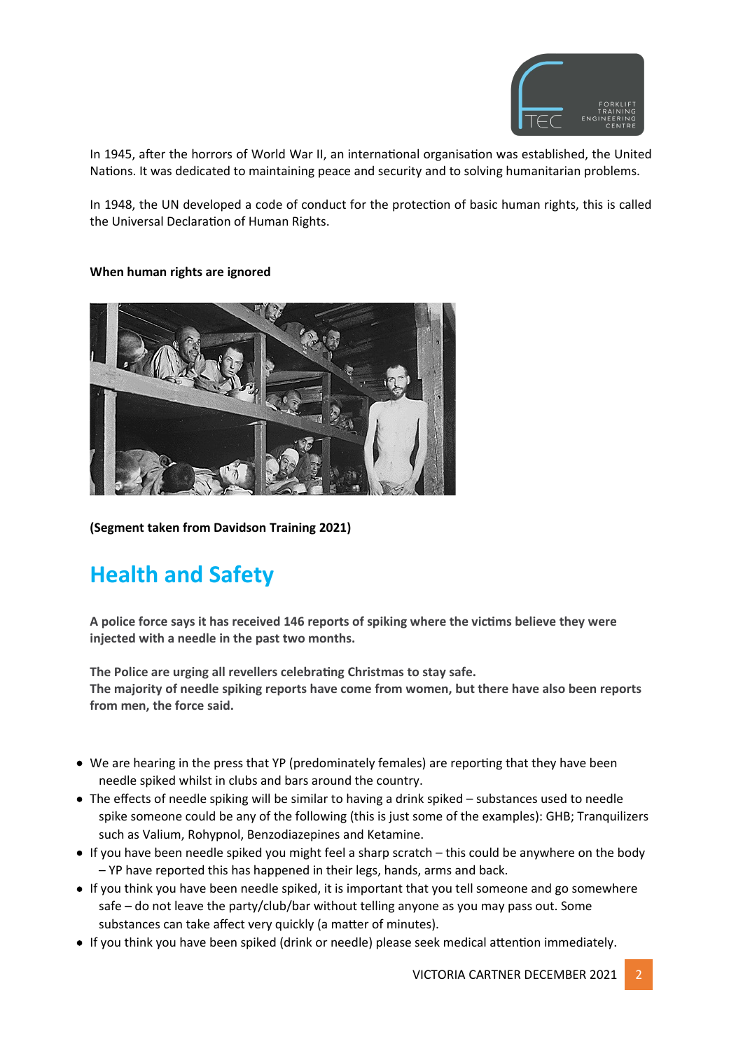In 1945, after the horrors of World War II, an international organisation was established, the United Nations. It was dedicated to maintaining peace and security and to solving humanitarian problems.

In 1948, the UN developed a code of conduct for the protection of basic human rights, this is called the Universal Declaration of Human Rights.

**When human rights are ignored**

**(Segment taken from Davidson Training 2021)**

## Health and Safety

**A police force says it has received 146 reports of spiking where the victims believe they were injected with a needle in the past two months.**

**The Police are urging all revellers celebrating Christmas to stay safe.**
**The majority of needle spiking reports have come from women, but there have also been reports from men, the force said.**

- We are hearing in the press that YP (predominately females) are reporting that they have been needle spiked whilst in clubs and bars around the country.
- The effects of needle spiking will be similar to having a drink spiked – substances used to needle spike someone could be any of the following (this is just some of the examples): GHB; Tranquilizers such as Valium, Rohypnol, Benzodiazepines and Ketamine.
- If you have been needle spiked you might feel a sharp scratch – this could be anywhere on the body – YP have reported this has happened in their legs, hands, arms and back.
- If you think you have been needle spiked, it is important that you tell someone and go somewhere safe – do not leave the party/club/bar without telling anyone as you may pass out. Some substances can take affect very quickly (a matter of minutes).
- If you think you have been spiked (drink or needle) please seek medical attention immediately.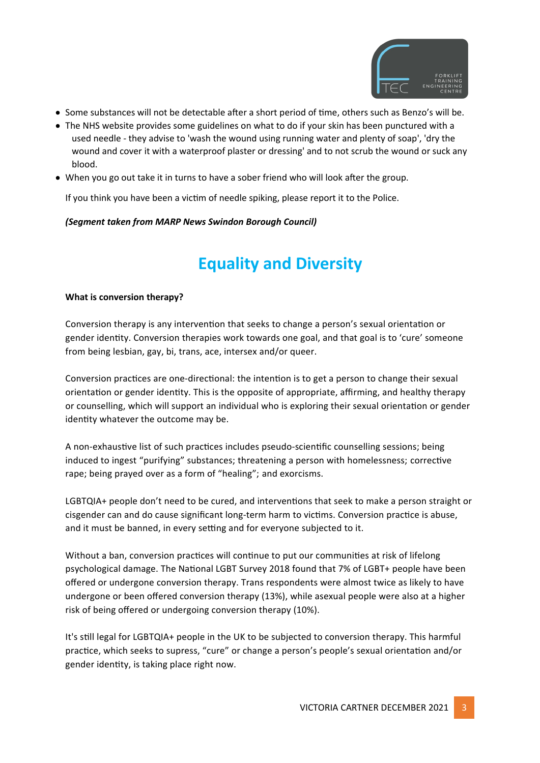- Some substances will not be detectable after a short period of time, others such as Benzo's will be.
- The NHS website provides some guidelines on what to do if your skin has been punctured with a used needle - they advise to 'wash the wound using running water and plenty of soap', 'dry the wound and cover it with a waterproof plaster or dressing' and to not scrub the wound or suck any blood.
- When you go out take it in turns to have a sober friend who will look after the group.

If you think you have been a victim of needle spiking, please report it to the Police.

***(Segment taken from MARP News Swindon Borough Council)***

# Equality and Diversity

**What is conversion therapy?**

Conversion therapy is any intervention that seeks to change a person's sexual orientation or gender identity. Conversion therapies work towards one goal, and that goal is to 'cure' someone from being lesbian, gay, bi, trans, ace, intersex and/or queer.

Conversion practices are one-directional: the intention is to get a person to change their sexual orientation or gender identity. This is the opposite of appropriate, affirming, and healthy therapy or counselling, which will support an individual who is exploring their sexual orientation or gender identity whatever the outcome may be.

A non-exhaustive list of such practices includes pseudo-scientific counselling sessions; being induced to ingest "purifying" substances; threatening a person with homelessness; corrective rape; being prayed over as a form of "healing"; and exorcisms.

LGBTQIA+ people don't need to be cured, and interventions that seek to make a person straight or cisgender can and do cause significant long-term harm to victims. Conversion practice is abuse, and it must be banned, in every setting and for everyone subjected to it.

Without a ban, conversion practices will continue to put our communities at risk of lifelong psychological damage. The National LGBT Survey 2018 found that 7% of LGBT+ people have been offered or undergone conversion therapy. Trans respondents were almost twice as likely to have undergone or been offered conversion therapy (13%), while asexual people were also at a higher risk of being offered or undergoing conversion therapy (10%).

It's still legal for LGBTQIA+ people in the UK to be subjected to conversion therapy. This harmful practice, which seeks to supress, "cure" or change a person's people's sexual orientation and/or gender identity, is taking place right now.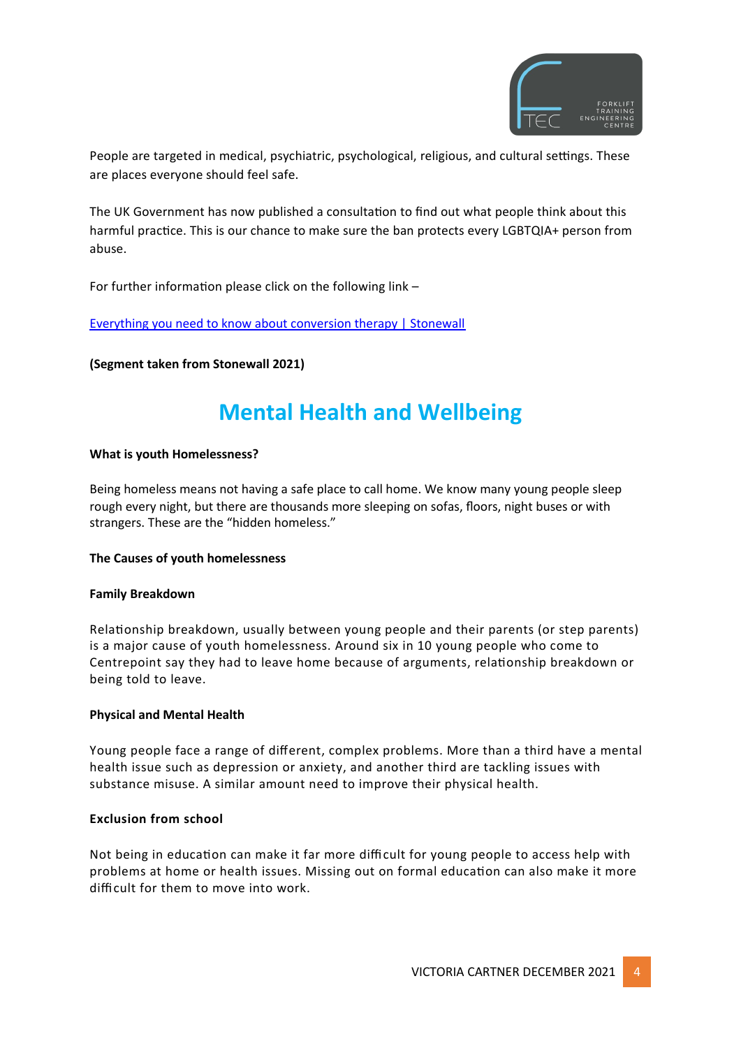People are targeted in medical, psychiatric, psychological, religious, and cultural settings. These are places everyone should feel safe.

The UK Government has now published a consultation to find out what people think about this harmful practice. This is our chance to make sure the ban protects every LGBTQIA+ person from abuse.

For further information please click on the following link –

[Everything you need to know about conversion therapy | Stonewall]()

**(Segment taken from Stonewall 2021)**

# Mental Health and Wellbeing

**What is youth Homelessness?**

Being homeless means not having a safe place to call home. We know many young people sleep rough every night, but there are thousands more sleeping on sofas, floors, night buses or with strangers. These are the "hidden homeless."

**The Causes of youth homelessness**

**Family Breakdown**

Relationship breakdown, usually between young people and their parents (or step parents) is a major cause of youth homelessness. Around six in 10 young people who come to Centrepoint say they had to leave home because of arguments, relationship breakdown or being told to leave.

**Physical and Mental Health**

Young people face a range of different, complex problems. More than a third have a mental health issue such as depression or anxiety, and another third are tackling issues with substance misuse. A similar amount need to improve their physical health.

**Exclusion from school**

Not being in education can make it far more difficult for young people to access help with problems at home or health issues. Missing out on formal education can also make it more difficult for them to move into work.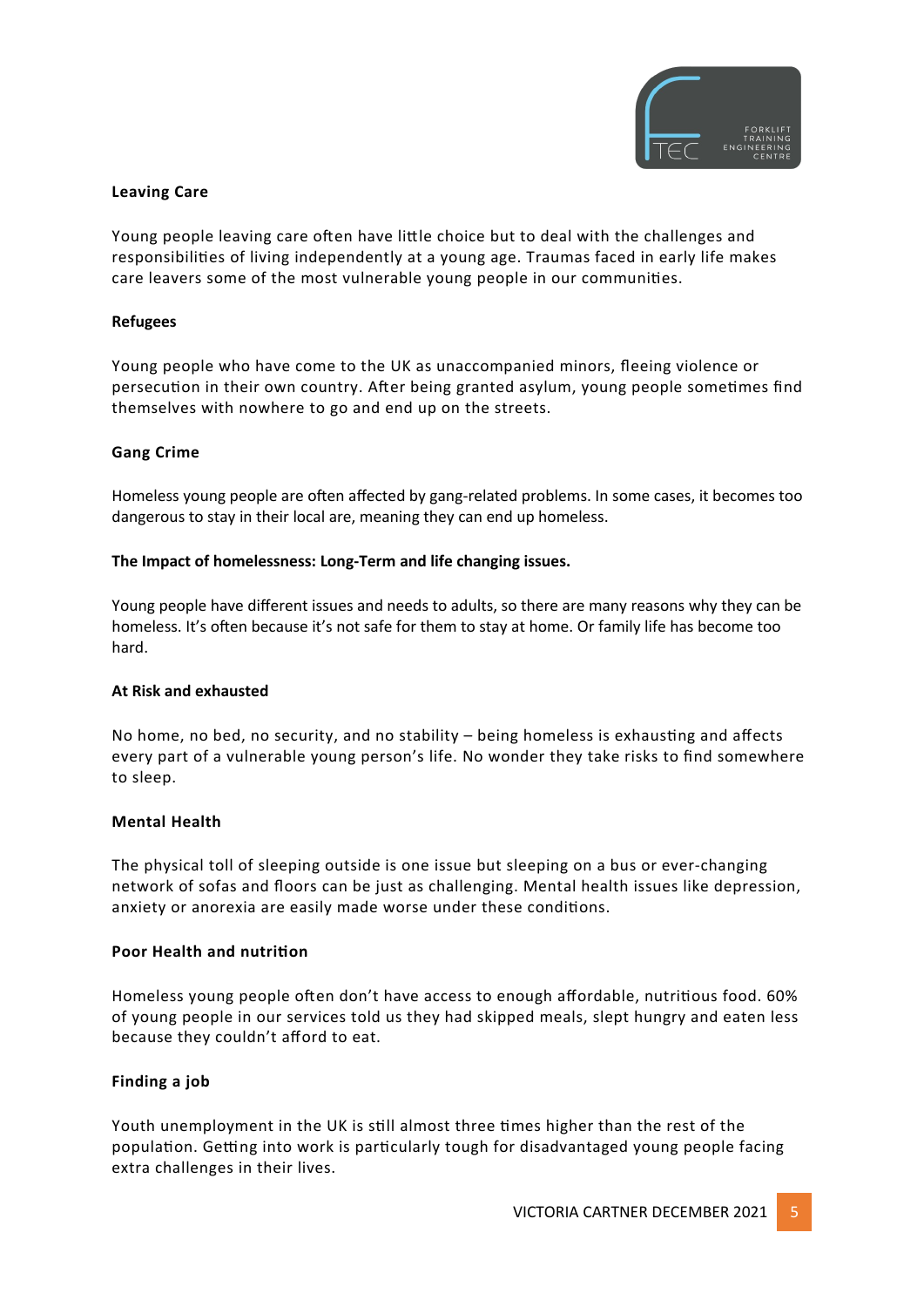**Leaving Care**

Young people leaving care often have little choice but to deal with the challenges and responsibilities of living independently at a young age. Traumas faced in early life makes care leavers some of the most vulnerable young people in our communities.

**Refugees**

Young people who have come to the UK as unaccompanied minors, fleeing violence or persecution in their own country. After being granted asylum, young people sometimes find themselves with nowhere to go and end up on the streets.

**Gang Crime**

Homeless young people are often affected by gang-related problems. In some cases, it becomes too dangerous to stay in their local are, meaning they can end up homeless.

**The Impact of homelessness: Long-Term and life changing issues.**

Young people have different issues and needs to adults, so there are many reasons why they can be homeless. It's often because it's not safe for them to stay at home. Or family life has become too hard.

**At Risk and exhausted**

No home, no bed, no security, and no stability – being homeless is exhausting and affects every part of a vulnerable young person's life. No wonder they take risks to find somewhere to sleep.

**Mental Health**

The physical toll of sleeping outside is one issue but sleeping on a bus or ever-changing network of sofas and floors can be just as challenging. Mental health issues like depression, anxiety or anorexia are easily made worse under these conditions.

**Poor Health and nutrition**

Homeless young people often don't have access to enough affordable, nutritious food. 60% of young people in our services told us they had skipped meals, slept hungry and eaten less because they couldn't afford to eat.

**Finding a job**

Youth unemployment in the UK is still almost three times higher than the rest of the population. Getting into work is particularly tough for disadvantaged young people facing extra challenges in their lives.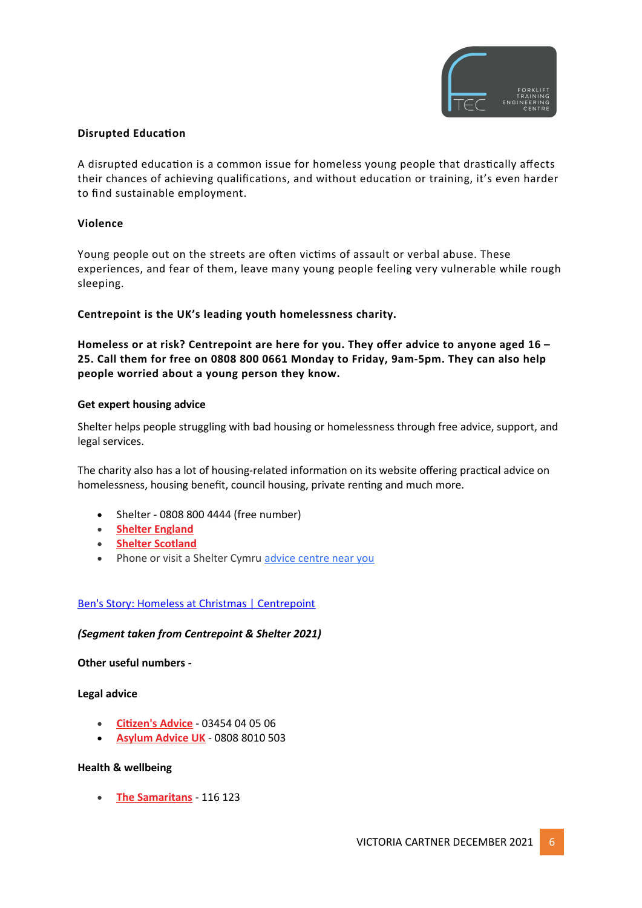**Disrupted Education**

A disrupted education is a common issue for homeless young people that drastically affects their chances of achieving qualifications, and without education or training, it's even harder to find sustainable employment.

**Violence**

Young people out on the streets are often victims of assault or verbal abuse. These experiences, and fear of them, leave many young people feeling very vulnerable while rough sleeping.

**Centrepoint is the UK's leading youth homelessness charity.**

**Homeless or at risk? Centrepoint are here for you. They offer advice to anyone aged 16 – 25. Call them for free on 0808 800 0661 Monday to Friday, 9am-5pm. They can also help people worried about a young person they know.**

**Get expert housing advice**

Shelter helps people struggling with bad housing or homelessness through free advice, support, and legal services.

The charity also has a lot of housing-related information on its website offering practical advice on homelessness, housing benefit, council housing, private renting and much more.

- Shelter - 0808 800 4444 (free number)
- **Shelter England**
- **Shelter Scotland**
- Phone or visit a Shelter Cymru advice centre near you

Ben's Story: Homeless at Christmas | Centrepoint

***(Segment taken from Centrepoint & Shelter 2021)***

**Other useful numbers -**

**Legal advice**

- **Citizen's Advice** - 03454 04 05 06
- **Asylum Advice UK** - 0808 8010 503

**Health & wellbeing**

- **The Samaritans** - 116 123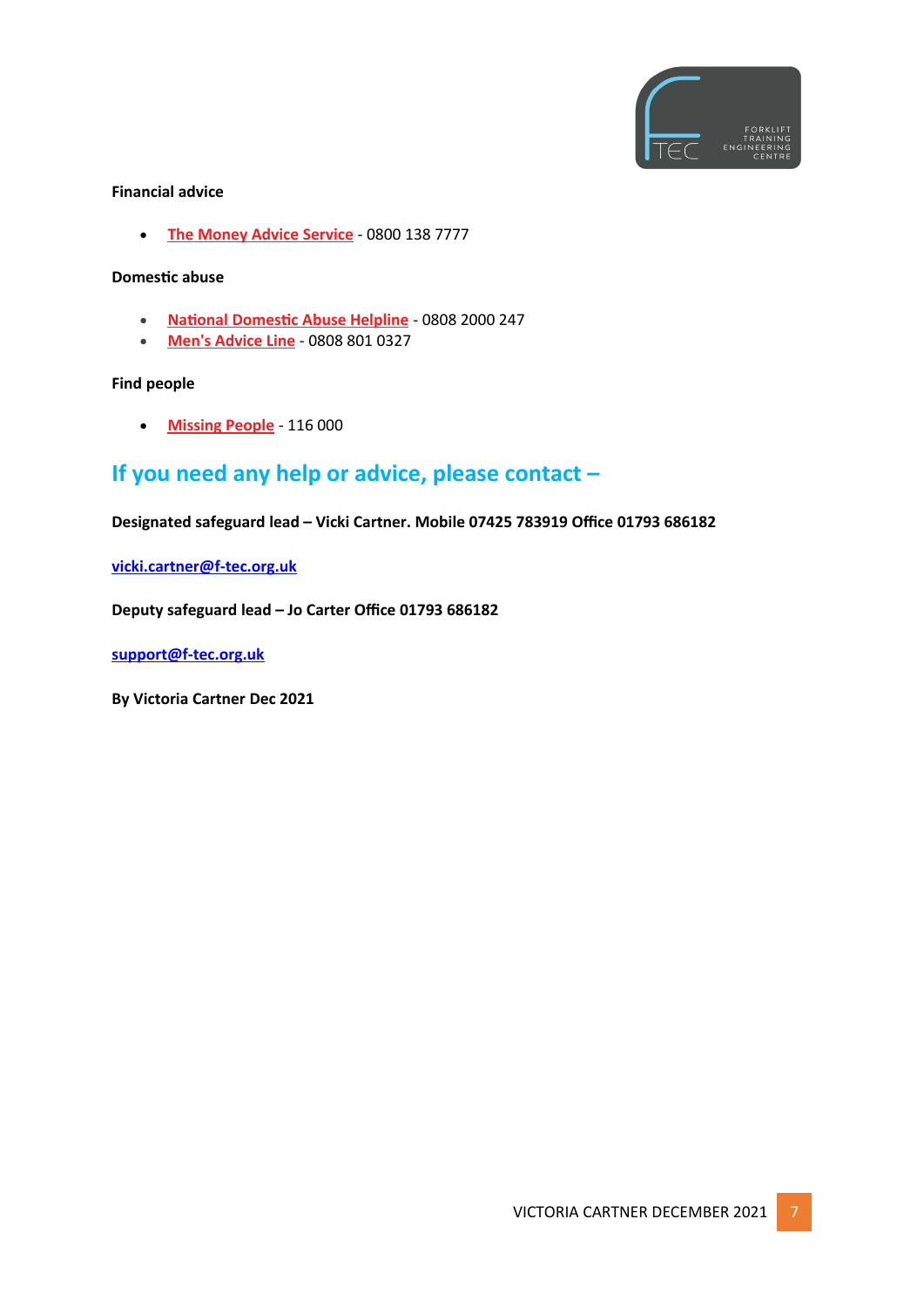**Financial advice**

- The Money Advice Service - 0800 138 7777

**Domestic abuse**

- National Domestic Abuse Helpline - 0808 2000 247
- Men's Advice Line - 0808 801 0327

**Find people**

- Missing People - 116 000

## If you need any help or advice, please contact –

**Designated safeguard lead – Vicki Cartner. Mobile 07425 783919 Office 01793 686182**

**vicki.cartner@f-tec.org.uk**

**Deputy safeguard lead – Jo Carter Office 01793 686182**

**support@f-tec.org.uk**

**By Victoria Cartner Dec 2021**